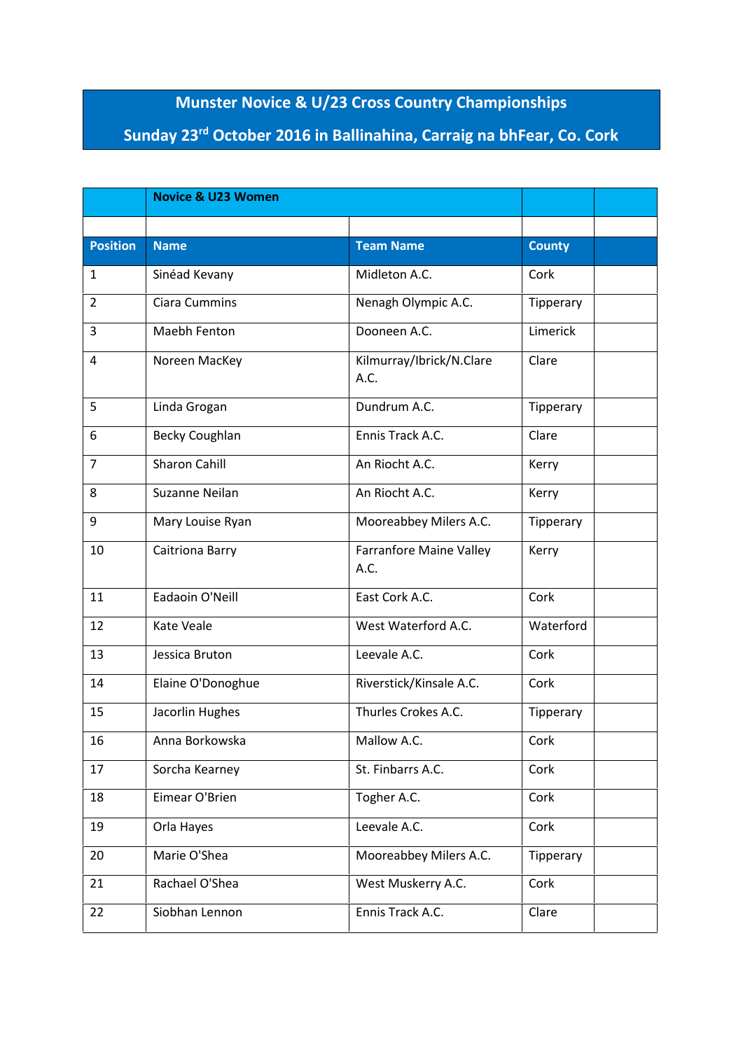# Munster Novice & U/23 Cross Country Championships

## Sunday 23rd October 2016 in Ballinahina, Carraig na bhFear, Co. Cork

| | Novice & U23 Women | | | |
|---|---|---|---|---|
| | | | | |
| **Position** | **Name** | **Team Name** | **County** | |
| 1 | Sinéad Kevany | Midleton A.C. | Cork | |
| 2 | Ciara Cummins | Nenagh Olympic A.C. | Tipperary | |
| 3 | Maebh Fenton | Dooneen A.C. | Limerick | |
| 4 | Noreen MacKey | Kilmurray/Ibrick/N.Clare A.C. | Clare | |
| 5 | Linda Grogan | Dundrum A.C. | Tipperary | |
| 6 | Becky Coughlan | Ennis Track A.C. | Clare | |
| 7 | Sharon Cahill | An Riocht A.C. | Kerry | |
| 8 | Suzanne Neilan | An Riocht A.C. | Kerry | |
| 9 | Mary Louise Ryan | Mooreabbey Milers A.C. | Tipperary | |
| 10 | Caitriona Barry | Farranfore Maine Valley A.C. | Kerry | |
| 11 | Eadaoin O'Neill | East Cork A.C. | Cork | |
| 12 | Kate Veale | West Waterford A.C. | Waterford | |
| 13 | Jessica Bruton | Leevale A.C. | Cork | |
| 14 | Elaine O'Donoghue | Riverstick/Kinsale A.C. | Cork | |
| 15 | Jacorlin Hughes | Thurles Crokes A.C. | Tipperary | |
| 16 | Anna Borkowska | Mallow A.C. | Cork | |
| 17 | Sorcha Kearney | St. Finbarrs A.C. | Cork | |
| 18 | Eimear O'Brien | Togher A.C. | Cork | |
| 19 | Orla Hayes | Leevale A.C. | Cork | |
| 20 | Marie O'Shea | Mooreabbey Milers A.C. | Tipperary | |
| 21 | Rachael O'Shea | West Muskerry A.C. | Cork | |
| 22 | Siobhan Lennon | Ennis Track A.C. | Clare | |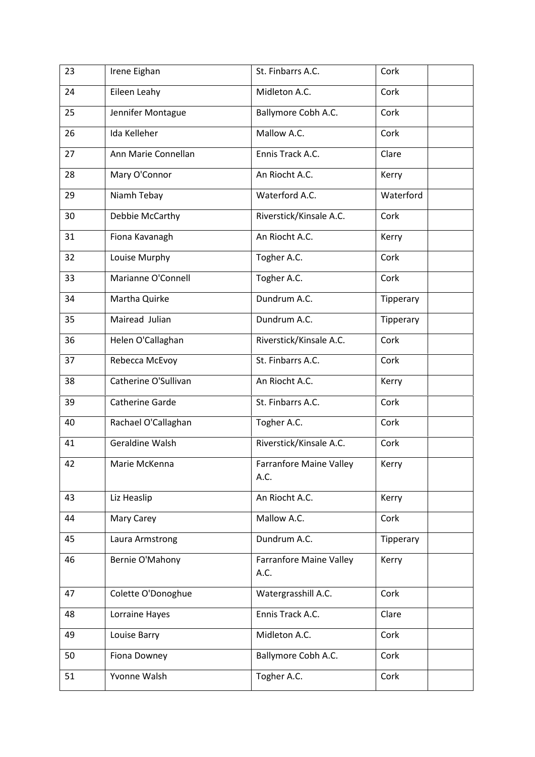| 23 | Irene Eighan | St. Finbarrs A.C. | Cork | |
|---|---|---|---|---|
| 24 | Eileen Leahy | Midleton A.C. | Cork | |
| 25 | Jennifer Montague | Ballymore Cobh A.C. | Cork | |
| 26 | Ida Kelleher | Mallow A.C. | Cork | |
| 27 | Ann Marie Connellan | Ennis Track A.C. | Clare | |
| 28 | Mary O'Connor | An Riocht A.C. | Kerry | |
| 29 | Niamh Tebay | Waterford A.C. | Waterford | |
| 30 | Debbie McCarthy | Riverstick/Kinsale A.C. | Cork | |
| 31 | Fiona Kavanagh | An Riocht A.C. | Kerry | |
| 32 | Louise Murphy | Togher A.C. | Cork | |
| 33 | Marianne O'Connell | Togher A.C. | Cork | |
| 34 | Martha Quirke | Dundrum A.C. | Tipperary | |
| 35 | Mairead Julian | Dundrum A.C. | Tipperary | |
| 36 | Helen O'Callaghan | Riverstick/Kinsale A.C. | Cork | |
| 37 | Rebecca McEvoy | St. Finbarrs A.C. | Cork | |
| 38 | Catherine O'Sullivan | An Riocht A.C. | Kerry | |
| 39 | Catherine Garde | St. Finbarrs A.C. | Cork | |
| 40 | Rachael O'Callaghan | Togher A.C. | Cork | |
| 41 | Geraldine Walsh | Riverstick/Kinsale A.C. | Cork | |
| 42 | Marie McKenna | Farranfore Maine Valley A.C. | Kerry | |
| 43 | Liz Heaslip | An Riocht A.C. | Kerry | |
| 44 | Mary Carey | Mallow A.C. | Cork | |
| 45 | Laura Armstrong | Dundrum A.C. | Tipperary | |
| 46 | Bernie O'Mahony | Farranfore Maine Valley A.C. | Kerry | |
| 47 | Colette O'Donoghue | Watergrasshill A.C. | Cork | |
| 48 | Lorraine Hayes | Ennis Track A.C. | Clare | |
| 49 | Louise Barry | Midleton A.C. | Cork | |
| 50 | Fiona Downey | Ballymore Cobh A.C. | Cork | |
| 51 | Yvonne Walsh | Togher A.C. | Cork | |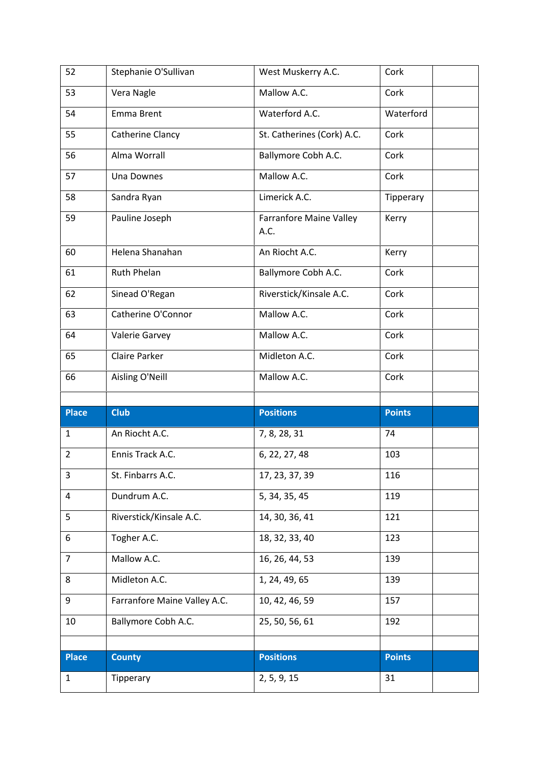| 52 | Stephanie O'Sullivan | West Muskerry A.C. | Cork | |
|---|---|---|---|---|
| 53 | Vera Nagle | Mallow A.C. | Cork | |
| 54 | Emma Brent | Waterford A.C. | Waterford | |
| 55 | Catherine Clancy | St. Catherines (Cork) A.C. | Cork | |
| 56 | Alma Worrall | Ballymore Cobh A.C. | Cork | |
| 57 | Una Downes | Mallow A.C. | Cork | |
| 58 | Sandra Ryan | Limerick A.C. | Tipperary | |
| 59 | Pauline Joseph | Farranfore Maine Valley A.C. | Kerry | |
| 60 | Helena Shanahan | An Riocht A.C. | Kerry | |
| 61 | Ruth Phelan | Ballymore Cobh A.C. | Cork | |
| 62 | Sinead O'Regan | Riverstick/Kinsale A.C. | Cork | |
| 63 | Catherine O'Connor | Mallow A.C. | Cork | |
| 64 | Valerie Garvey | Mallow A.C. | Cork | |
| 65 | Claire Parker | Midleton A.C. | Cork | |
| 66 | Aisling O'Neill | Mallow A.C. | Cork | |

| Place | Club | Positions | Points | |
|---|---|---|---|---|
| 1 | An Riocht A.C. | 7, 8, 28, 31 | 74 | |
| 2 | Ennis Track A.C. | 6, 22, 27, 48 | 103 | |
| 3 | St. Finbarrs A.C. | 17, 23, 37, 39 | 116 | |
| 4 | Dundrum A.C. | 5, 34, 35, 45 | 119 | |
| 5 | Riverstick/Kinsale A.C. | 14, 30, 36, 41 | 121 | |
| 6 | Togher A.C. | 18, 32, 33, 40 | 123 | |
| 7 | Mallow A.C. | 16, 26, 44, 53 | 139 | |
| 8 | Midleton A.C. | 1, 24, 49, 65 | 139 | |
| 9 | Farranfore Maine Valley A.C. | 10, 42, 46, 59 | 157 | |
| 10 | Ballymore Cobh A.C. | 25, 50, 56, 61 | 192 | |

| Place | County | Positions | Points | |
|---|---|---|---|---|
| 1 | Tipperary | 2, 5, 9, 15 | 31 | |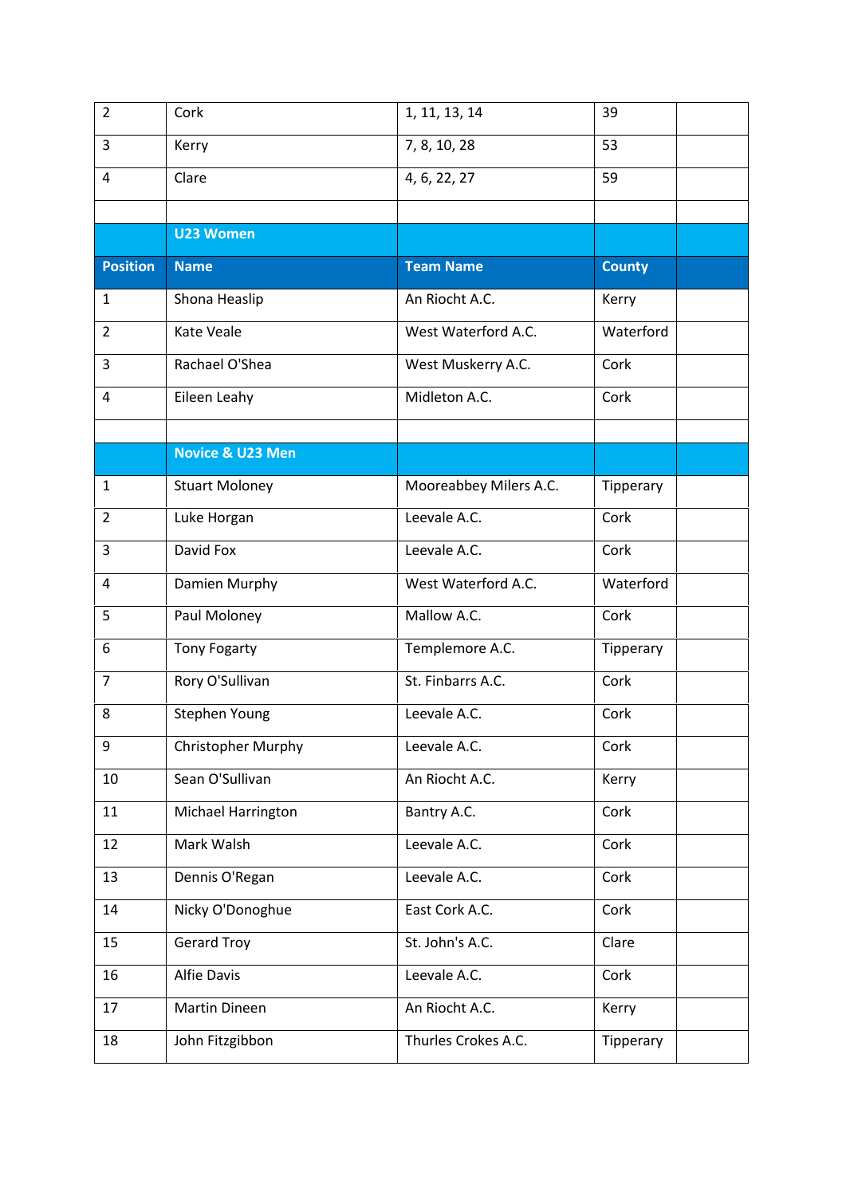| | | | | |
|---|---|---|---|---|
| 2 | Cork | 1, 11, 13, 14 | 39 | |
| 3 | Kerry | 7, 8, 10, 28 | 53 | |
| 4 | Clare | 4, 6, 22, 27 | 59 | |

| | **U23 Women** | | | |
|---|---|---|---|---|
| **Position** | **Name** | **Team Name** | **County** | |
| 1 | Shona Heaslip | An Riocht A.C. | Kerry | |
| 2 | Kate Veale | West Waterford A.C. | Waterford | |
| 3 | Rachael O'Shea | West Muskerry A.C. | Cork | |
| 4 | Eileen Leahy | Midleton A.C. | Cork | |

| | **Novice & U23 Men** | | | |
|---|---|---|---|---|
| 1 | Stuart Moloney | Mooreabbey Milers A.C. | Tipperary | |
| 2 | Luke Horgan | Leevale A.C. | Cork | |
| 3 | David Fox | Leevale A.C. | Cork | |
| 4 | Damien Murphy | West Waterford A.C. | Waterford | |
| 5 | Paul Moloney | Mallow A.C. | Cork | |
| 6 | Tony Fogarty | Templemore A.C. | Tipperary | |
| 7 | Rory O'Sullivan | St. Finbarrs A.C. | Cork | |
| 8 | Stephen Young | Leevale A.C. | Cork | |
| 9 | Christopher Murphy | Leevale A.C. | Cork | |
| 10 | Sean O'Sullivan | An Riocht A.C. | Kerry | |
| 11 | Michael Harrington | Bantry A.C. | Cork | |
| 12 | Mark Walsh | Leevale A.C. | Cork | |
| 13 | Dennis O'Regan | Leevale A.C. | Cork | |
| 14 | Nicky O'Donoghue | East Cork A.C. | Cork | |
| 15 | Gerard Troy | St. John's A.C. | Clare | |
| 16 | Alfie Davis | Leevale A.C. | Cork | |
| 17 | Martin Dineen | An Riocht A.C. | Kerry | |
| 18 | John Fitzgibbon | Thurles Crokes A.C. | Tipperary | |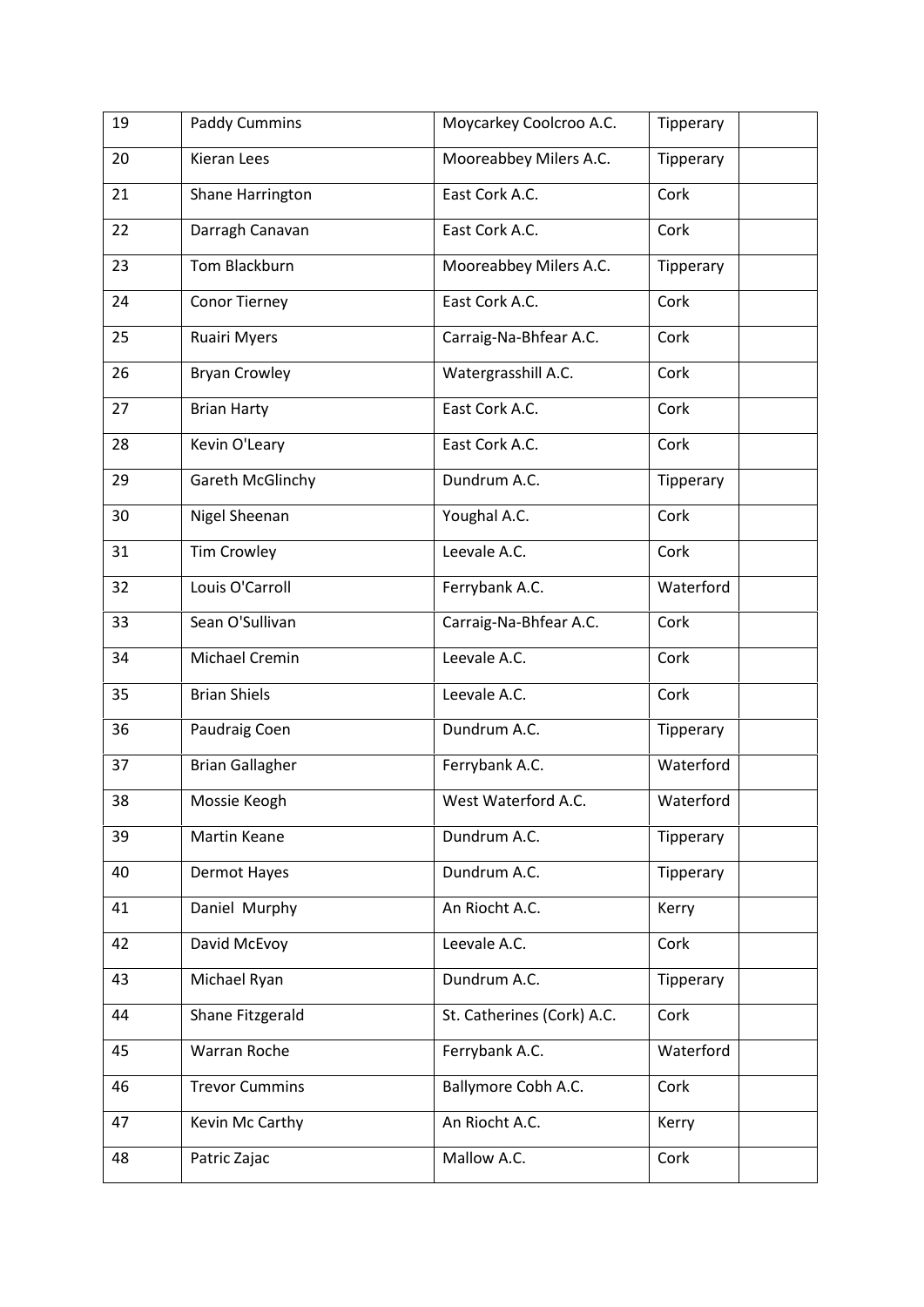| 19 | Paddy Cummins | Moycarkey Coolcroo A.C. | Tipperary | |
|---|---|---|---|---|
| 20 | Kieran Lees | Mooreabbey Milers A.C. | Tipperary | |
| 21 | Shane Harrington | East Cork A.C. | Cork | |
| 22 | Darragh Canavan | East Cork A.C. | Cork | |
| 23 | Tom Blackburn | Mooreabbey Milers A.C. | Tipperary | |
| 24 | Conor Tierney | East Cork A.C. | Cork | |
| 25 | Ruairi Myers | Carraig-Na-Bhfear A.C. | Cork | |
| 26 | Bryan Crowley | Watergrasshill A.C. | Cork | |
| 27 | Brian Harty | East Cork A.C. | Cork | |
| 28 | Kevin O'Leary | East Cork A.C. | Cork | |
| 29 | Gareth McGlinchy | Dundrum A.C. | Tipperary | |
| 30 | Nigel Sheenan | Youghal A.C. | Cork | |
| 31 | Tim Crowley | Leevale A.C. | Cork | |
| 32 | Louis O'Carroll | Ferrybank A.C. | Waterford | |
| 33 | Sean O'Sullivan | Carraig-Na-Bhfear A.C. | Cork | |
| 34 | Michael Cremin | Leevale A.C. | Cork | |
| 35 | Brian Shiels | Leevale A.C. | Cork | |
| 36 | Paudraig Coen | Dundrum A.C. | Tipperary | |
| 37 | Brian Gallagher | Ferrybank A.C. | Waterford | |
| 38 | Mossie Keogh | West Waterford A.C. | Waterford | |
| 39 | Martin Keane | Dundrum A.C. | Tipperary | |
| 40 | Dermot Hayes | Dundrum A.C. | Tipperary | |
| 41 | Daniel Murphy | An Riocht A.C. | Kerry | |
| 42 | David McEvoy | Leevale A.C. | Cork | |
| 43 | Michael Ryan | Dundrum A.C. | Tipperary | |
| 44 | Shane Fitzgerald | St. Catherines (Cork) A.C. | Cork | |
| 45 | Warran Roche | Ferrybank A.C. | Waterford | |
| 46 | Trevor Cummins | Ballymore Cobh A.C. | Cork | |
| 47 | Kevin Mc Carthy | An Riocht A.C. | Kerry | |
| 48 | Patric Zajac | Mallow A.C. | Cork | |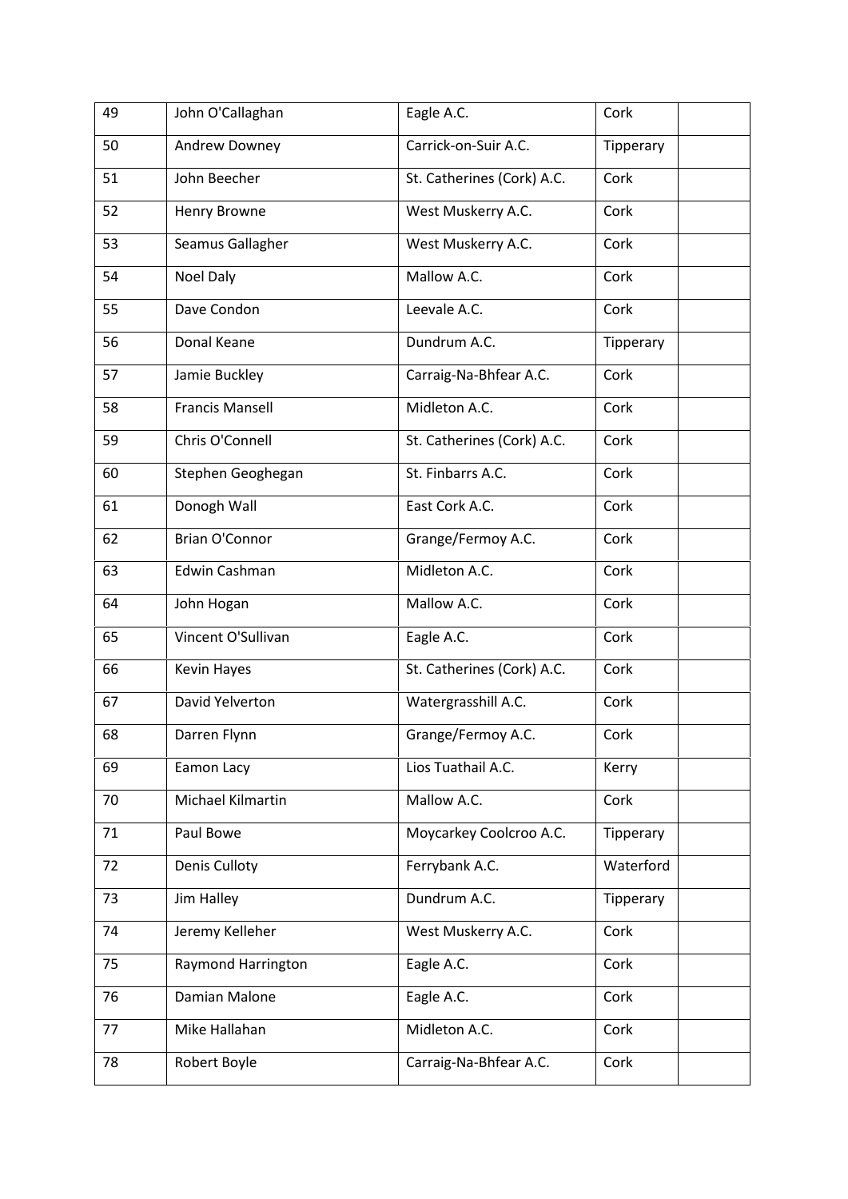| 49 | John O'Callaghan | Eagle A.C. | Cork | |
|---|---|---|---|---|
| 50 | Andrew Downey | Carrick-on-Suir A.C. | Tipperary | |
| 51 | John Beecher | St. Catherines (Cork) A.C. | Cork | |
| 52 | Henry Browne | West Muskerry A.C. | Cork | |
| 53 | Seamus Gallagher | West Muskerry A.C. | Cork | |
| 54 | Noel Daly | Mallow A.C. | Cork | |
| 55 | Dave Condon | Leevale A.C. | Cork | |
| 56 | Donal Keane | Dundrum A.C. | Tipperary | |
| 57 | Jamie Buckley | Carraig-Na-Bhfear A.C. | Cork | |
| 58 | Francis Mansell | Midleton A.C. | Cork | |
| 59 | Chris O'Connell | St. Catherines (Cork) A.C. | Cork | |
| 60 | Stephen Geoghegan | St. Finbarrs A.C. | Cork | |
| 61 | Donogh Wall | East Cork A.C. | Cork | |
| 62 | Brian O'Connor | Grange/Fermoy A.C. | Cork | |
| 63 | Edwin Cashman | Midleton A.C. | Cork | |
| 64 | John Hogan | Mallow A.C. | Cork | |
| 65 | Vincent O'Sullivan | Eagle A.C. | Cork | |
| 66 | Kevin Hayes | St. Catherines (Cork) A.C. | Cork | |
| 67 | David Yelverton | Watergrasshill A.C. | Cork | |
| 68 | Darren Flynn | Grange/Fermoy A.C. | Cork | |
| 69 | Eamon Lacy | Lios Tuathail A.C. | Kerry | |
| 70 | Michael Kilmartin | Mallow A.C. | Cork | |
| 71 | Paul Bowe | Moycarkey Coolcroo A.C. | Tipperary | |
| 72 | Denis Culloty | Ferrybank A.C. | Waterford | |
| 73 | Jim Halley | Dundrum A.C. | Tipperary | |
| 74 | Jeremy Kelleher | West Muskerry A.C. | Cork | |
| 75 | Raymond Harrington | Eagle A.C. | Cork | |
| 76 | Damian Malone | Eagle A.C. | Cork | |
| 77 | Mike Hallahan | Midleton A.C. | Cork | |
| 78 | Robert Boyle | Carraig-Na-Bhfear A.C. | Cork | |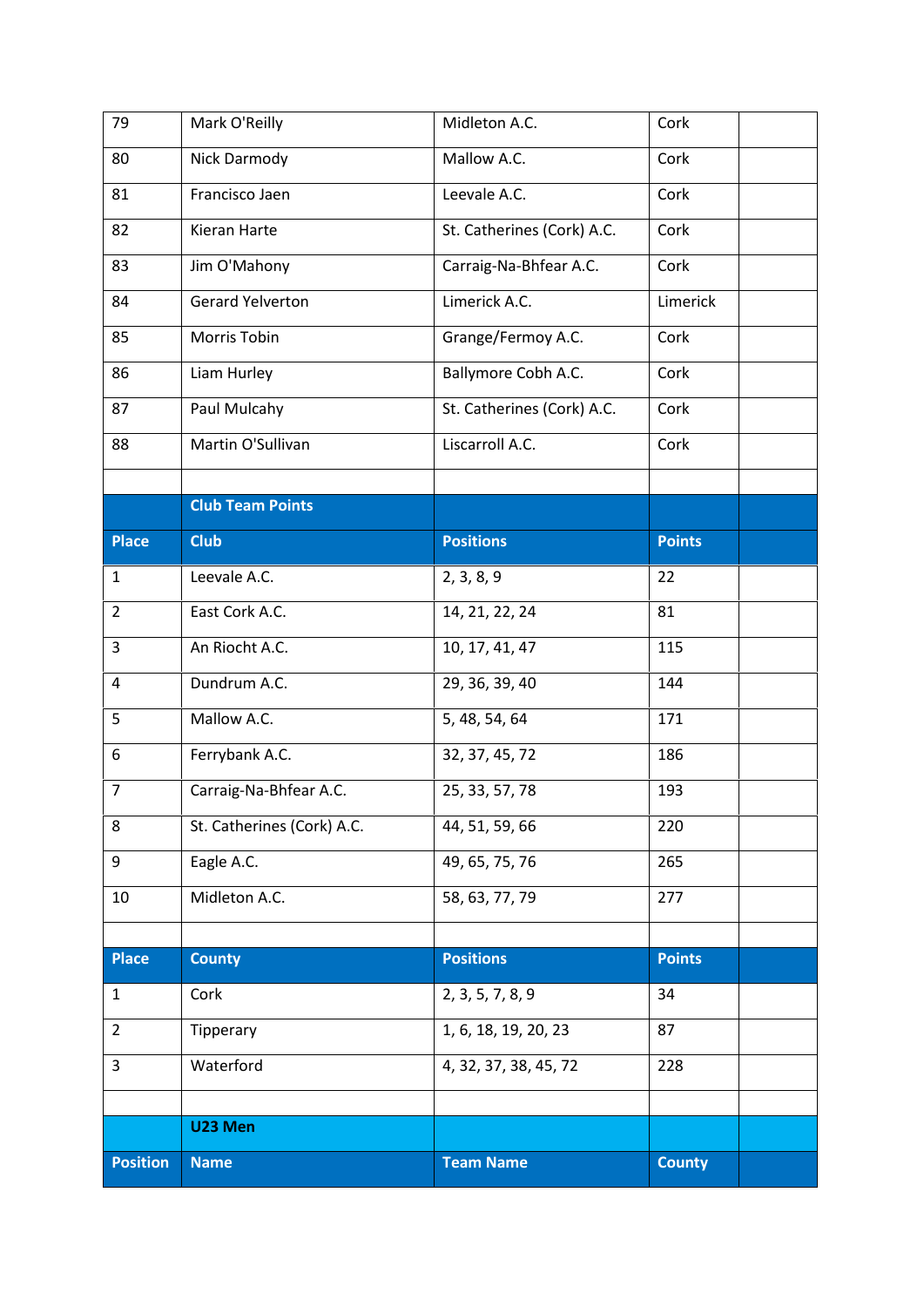| | | | | |
|---|---|---|---|---|
| 79 | Mark O'Reilly | Midleton A.C. | Cork | |
| 80 | Nick Darmody | Mallow A.C. | Cork | |
| 81 | Francisco Jaen | Leevale A.C. | Cork | |
| 82 | Kieran Harte | St. Catherines (Cork) A.C. | Cork | |
| 83 | Jim O'Mahony | Carraig-Na-Bhfear A.C. | Cork | |
| 84 | Gerard Yelverton | Limerick A.C. | Limerick | |
| 85 | Morris Tobin | Grange/Fermoy A.C. | Cork | |
| 86 | Liam Hurley | Ballymore Cobh A.C. | Cork | |
| 87 | Paul Mulcahy | St. Catherines (Cork) A.C. | Cork | |
| 88 | Martin O'Sullivan | Liscarroll A.C. | Cork | |

**Club Team Points**

| Place | Club | Positions | Points | |
|---|---|---|---|---|
| 1 | Leevale A.C. | 2, 3, 8, 9 | 22 | |
| 2 | East Cork A.C. | 14, 21, 22, 24 | 81 | |
| 3 | An Riocht A.C. | 10, 17, 41, 47 | 115 | |
| 4 | Dundrum A.C. | 29, 36, 39, 40 | 144 | |
| 5 | Mallow A.C. | 5, 48, 54, 64 | 171 | |
| 6 | Ferrybank A.C. | 32, 37, 45, 72 | 186 | |
| 7 | Carraig-Na-Bhfear A.C. | 25, 33, 57, 78 | 193 | |
| 8 | St. Catherines (Cork) A.C. | 44, 51, 59, 66 | 220 | |
| 9 | Eagle A.C. | 49, 65, 75, 76 | 265 | |
| 10 | Midleton A.C. | 58, 63, 77, 79 | 277 | |

| Place | County | Positions | Points | |
|---|---|---|---|---|
| 1 | Cork | 2, 3, 5, 7, 8, 9 | 34 | |
| 2 | Tipperary | 1, 6, 18, 19, 20, 23 | 87 | |
| 3 | Waterford | 4, 32, 37, 38, 45, 72 | 228 | |

**U23 Men**

| Position | Name | Team Name | County | |
|---|---|---|---|---|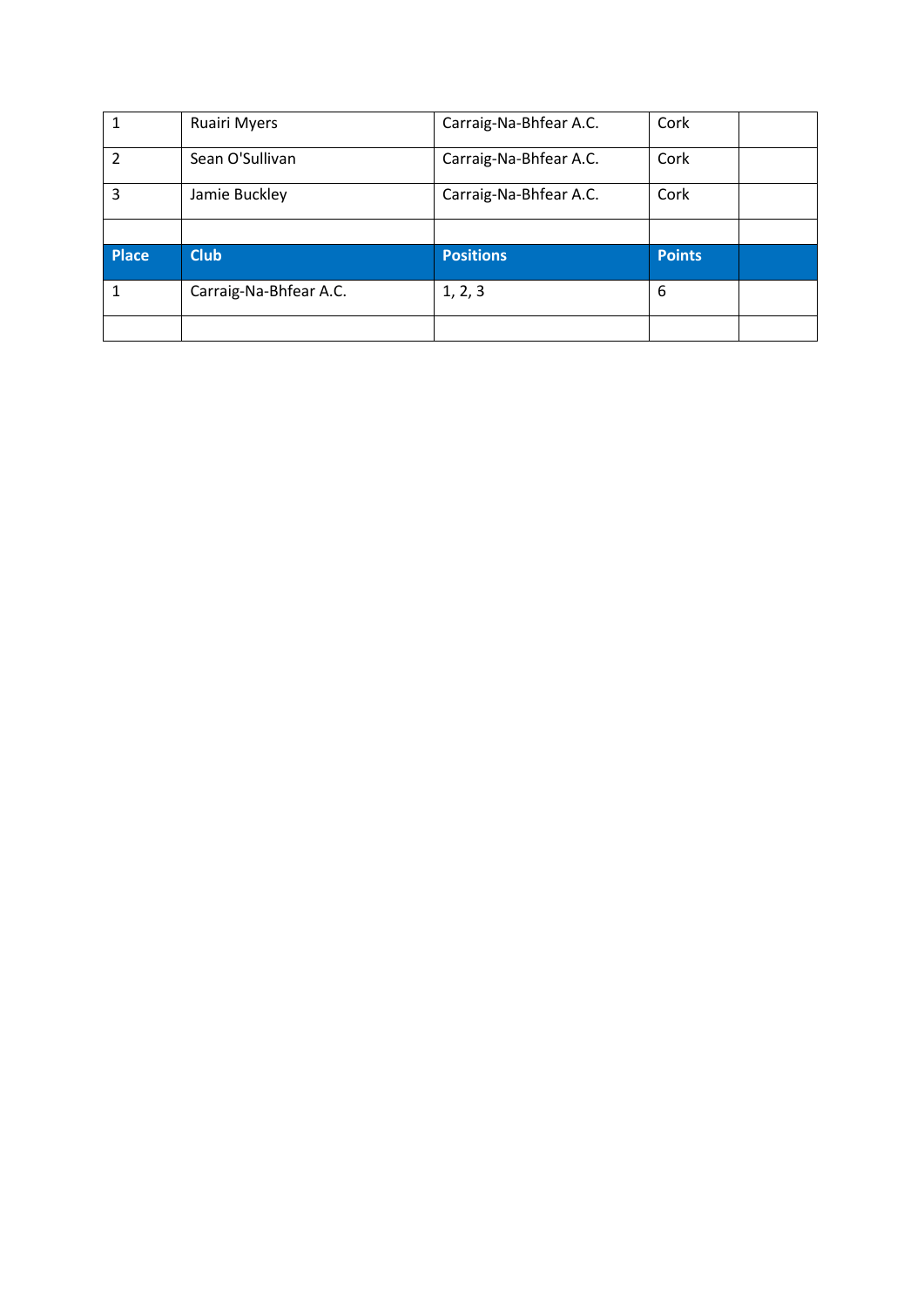| | | | | |
|---|---|---|---|---|
| 1 | Ruairi Myers | Carraig-Na-Bhfear A.C. | Cork | |
| 2 | Sean O'Sullivan | Carraig-Na-Bhfear A.C. | Cork | |
| 3 | Jamie Buckley | Carraig-Na-Bhfear A.C. | Cork | |
| | | | | |
| **Place** | **Club** | **Positions** | **Points** | |
| 1 | Carraig-Na-Bhfear A.C. | 1, 2, 3 | 6 | |
| | | | | |